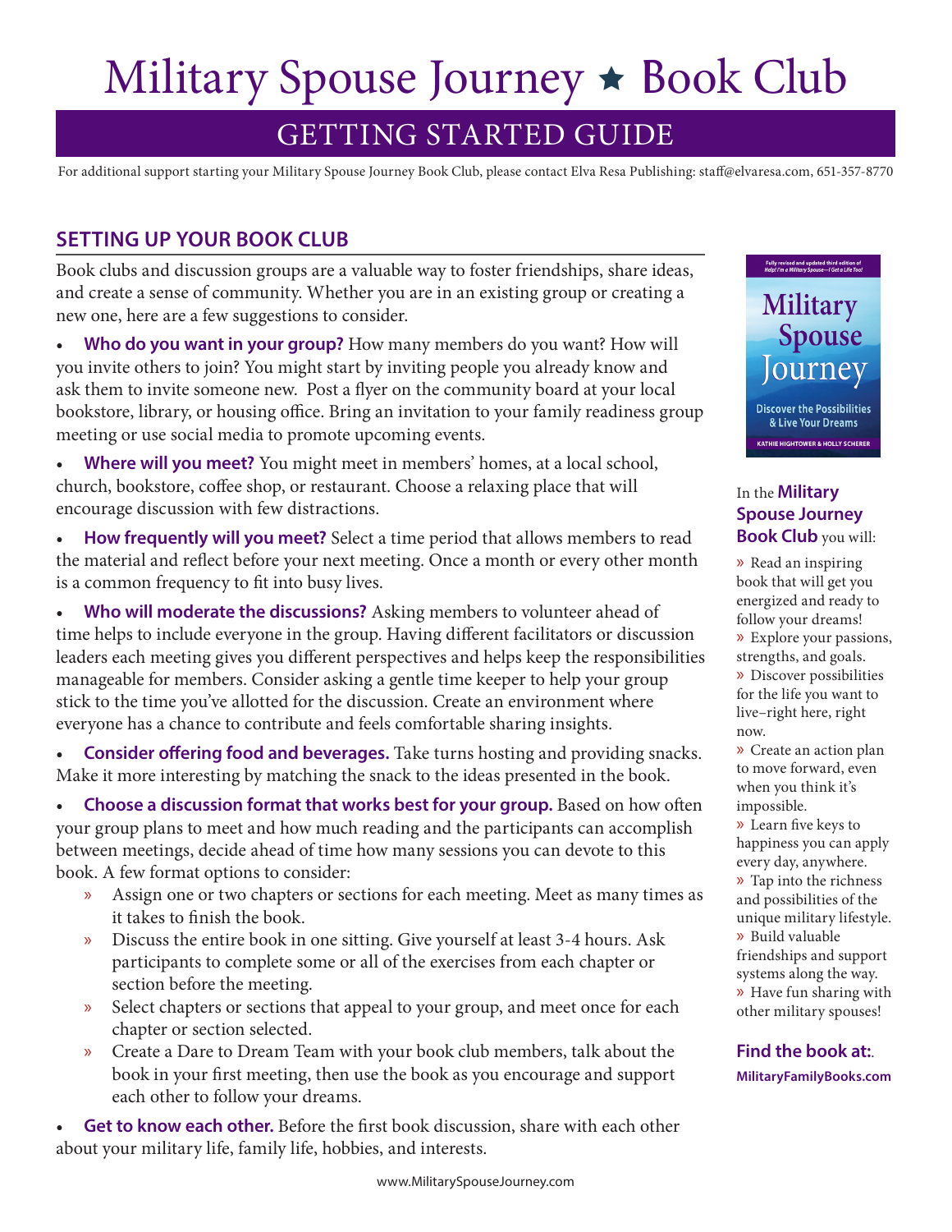# Military Spouse Journey ★ Book Club

## GETTING STARTED GUIDE

For additional support starting your Military Spouse Journey Book Club, please contact Elva Resa Publishing: staff@elvaresa.com, 651-357-8770

### SETTING UP YOUR BOOK CLUB

Book clubs and discussion groups are a valuable way to foster friendships, share ideas, and create a sense of community. Whether you are in an existing group or creating a new one, here are a few suggestions to consider.

- **Who do you want in your group?** How many members do you want? How will you invite others to join? You might start by inviting people you already know and ask them to invite someone new. Post a flyer on the community board at your local bookstore, library, or housing office. Bring an invitation to your family readiness group meeting or use social media to promote upcoming events.
- **Where will you meet?** You might meet in members' homes, at a local school, church, bookstore, coffee shop, or restaurant. Choose a relaxing place that will encourage discussion with few distractions.
- **How frequently will you meet?** Select a time period that allows members to read the material and reflect before your next meeting. Once a month or every other month is a common frequency to fit into busy lives.
- **Who will moderate the discussions?** Asking members to volunteer ahead of time helps to include everyone in the group. Having different facilitators or discussion leaders each meeting gives you different perspectives and helps keep the responsibilities manageable for members. Consider asking a gentle time keeper to help your group stick to the time you've allotted for the discussion. Create an environment where everyone has a chance to contribute and feels comfortable sharing insights.
- **Consider offering food and beverages.** Take turns hosting and providing snacks. Make it more interesting by matching the snack to the ideas presented in the book.
- **Choose a discussion format that works best for your group.** Based on how often your group plans to meet and how much reading and the participants can accomplish between meetings, decide ahead of time how many sessions you can devote to this book. A few format options to consider:
  - Assign one or two chapters or sections for each meeting. Meet as many times as it takes to finish the book.
  - Discuss the entire book in one sitting. Give yourself at least 3-4 hours. Ask participants to complete some or all of the exercises from each chapter or section before the meeting.
  - Select chapters or sections that appeal to your group, and meet once for each chapter or section selected.
  - Create a Dare to Dream Team with your book club members, talk about the book in your first meeting, then use the book as you encourage and support each other to follow your dreams.
- **Get to know each other.** Before the first book discussion, share with each other about your military life, family life, hobbies, and interests.

In the **Military Spouse Journey Book Club** you will:

- Read an inspiring book that will get you energized and ready to follow your dreams!
- Explore your passions, strengths, and goals.
- Discover possibilities for the life you want to live–right here, right now.
- Create an action plan to move forward, even when you think it's impossible.
- Learn five keys to happiness you can apply every day, anywhere.
- Tap into the richness and possibilities of the unique military lifestyle.
- Build valuable friendships and support systems along the way.
- Have fun sharing with other military spouses!

**Find the book at:**
**MilitaryFamilyBooks.com**

www.MilitarySpouseJourney.com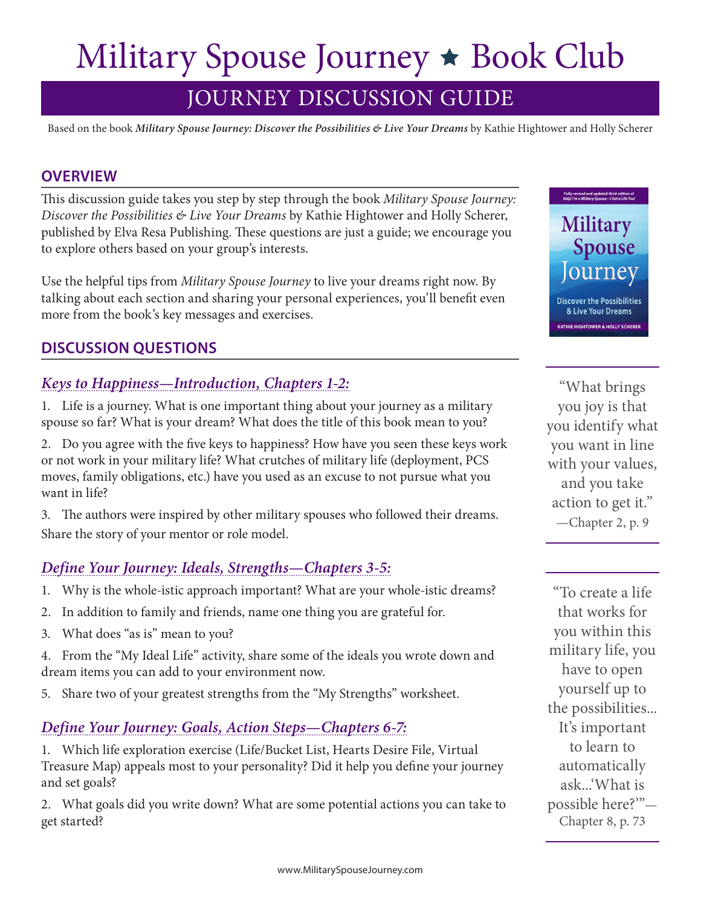# Military Spouse Journey ★ Book Club

## JOURNEY DISCUSSION GUIDE

Based on the book ***Military Spouse Journey: Discover the Possibilities & Live Your Dreams*** by Kathie Hightower and Holly Scherer

### OVERVIEW

This discussion guide takes you step by step through the book *Military Spouse Journey: Discover the Possibilities & Live Your Dreams* by Kathie Hightower and Holly Scherer, published by Elva Resa Publishing. These questions are just a guide; we encourage you to explore others based on your group's interests.

Use the helpful tips from *Military Spouse Journey* to live your dreams right now. By talking about each section and sharing your personal experiences, you'll benefit even more from the book's key messages and exercises.

### DISCUSSION QUESTIONS

#### *Keys to Happiness—Introduction, Chapters 1-2:*

1. Life is a journey. What is one important thing about your journey as a military spouse so far? What is your dream? What does the title of this book mean to you?
2. Do you agree with the five keys to happiness? How have you seen these keys work or not work in your military life? What crutches of military life (deployment, PCS moves, family obligations, etc.) have you used as an excuse to not pursue what you want in life?
3. The authors were inspired by other military spouses who followed their dreams. Share the story of your mentor or role model.

#### *Define Your Journey: Ideals, Strengths—Chapters 3-5:*

1. Why is the whole-istic approach important? What are your whole-istic dreams?
2. In addition to family and friends, name one thing you are grateful for.
3. What does "as is" mean to you?
4. From the "My Ideal Life" activity, share some of the ideals you wrote down and dream items you can add to your environment now.
5. Share two of your greatest strengths from the "My Strengths" worksheet.

#### *Define Your Journey: Goals, Action Steps—Chapters 6-7:*

1. Which life exploration exercise (Life/Bucket List, Hearts Desire File, Virtual Treasure Map) appeals most to your personality? Did it help you define your journey and set goals?
2. What goals did you write down? What are some potential actions you can take to get started?

"What brings you joy is that you identify what you want in line with your values, and you take action to get it." —Chapter 2, p. 9

"To create a life that works for you within this military life, you have to open yourself up to the possibilities... It's important to learn to automatically ask...'What is possible here?'"—Chapter 8, p. 73

www.MilitarySpouseJourney.com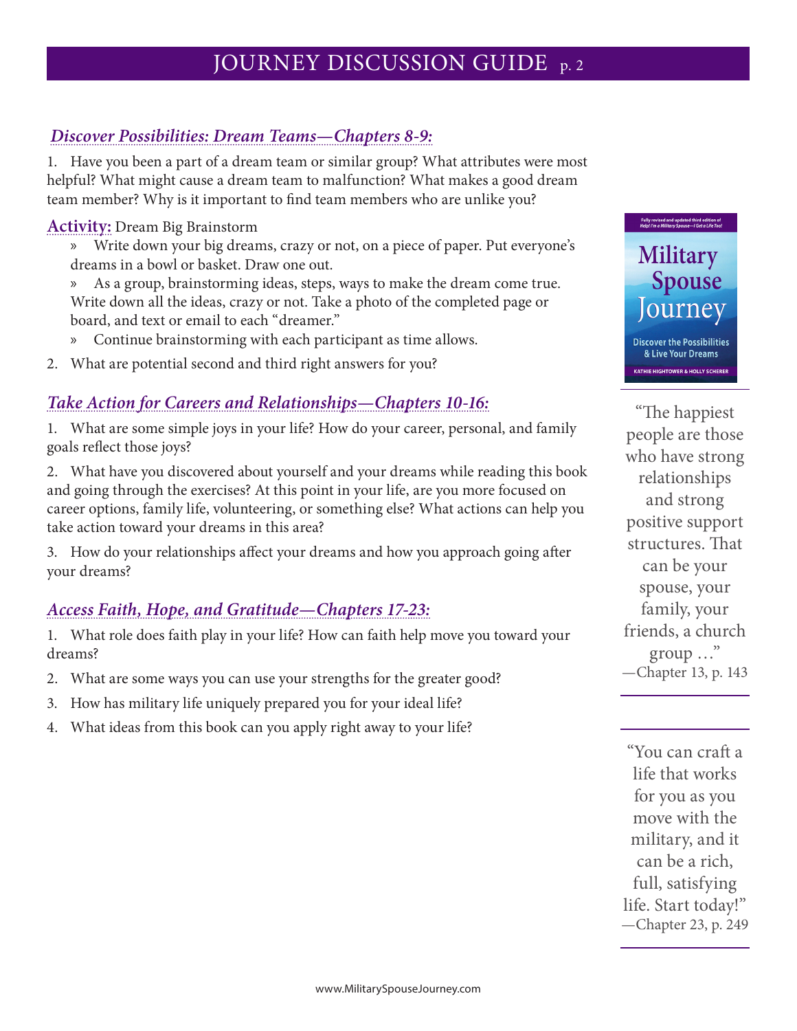# JOURNEY DISCUSSION GUIDE p. 2

## *Discover Possibilities: Dream Teams—Chapters 8-9:*

1. Have you been a part of a dream team or similar group? What attributes were most helpful? What might cause a dream team to malfunction? What makes a good dream team member? Why is it important to find team members who are unlike you?

**Activity:** Dream Big Brainstorm

- » Write down your big dreams, crazy or not, on a piece of paper. Put everyone's dreams in a bowl or basket. Draw one out.
- » As a group, brainstorming ideas, steps, ways to make the dream come true. Write down all the ideas, crazy or not. Take a photo of the completed page or board, and text or email to each "dreamer."
- » Continue brainstorming with each participant as time allows.

2. What are potential second and third right answers for you?

## *Take Action for Careers and Relationships—Chapters 10-16:*

1. What are some simple joys in your life? How do your career, personal, and family goals reflect those joys?
2. What have you discovered about yourself and your dreams while reading this book and going through the exercises? At this point in your life, are you more focused on career options, family life, volunteering, or something else? What actions can help you take action toward your dreams in this area?
3. How do your relationships affect your dreams and how you approach going after your dreams?

## *Access Faith, Hope, and Gratitude—Chapters 17-23:*

1. What role does faith play in your life? How can faith help move you toward your dreams?
2. What are some ways you can use your strengths for the greater good?
3. How has military life uniquely prepared you for your ideal life?
4. What ideas from this book can you apply right away to your life?

Fully revised and updated third edition of *Help! I'm a Military Spouse—I Get a Life Too!*

**Military Spouse Journey**

Discover the Possibilities & Live Your Dreams

KATHIE HIGHTOWER & HOLLY SCHERER

"The happiest people are those who have strong relationships and strong positive support structures. That can be your spouse, your family, your friends, a church group …"
—Chapter 13, p. 143

"You can craft a life that works for you as you move with the military, and it can be a rich, full, satisfying life. Start today!"
—Chapter 23, p. 249

www.MilitarySpouseJourney.com